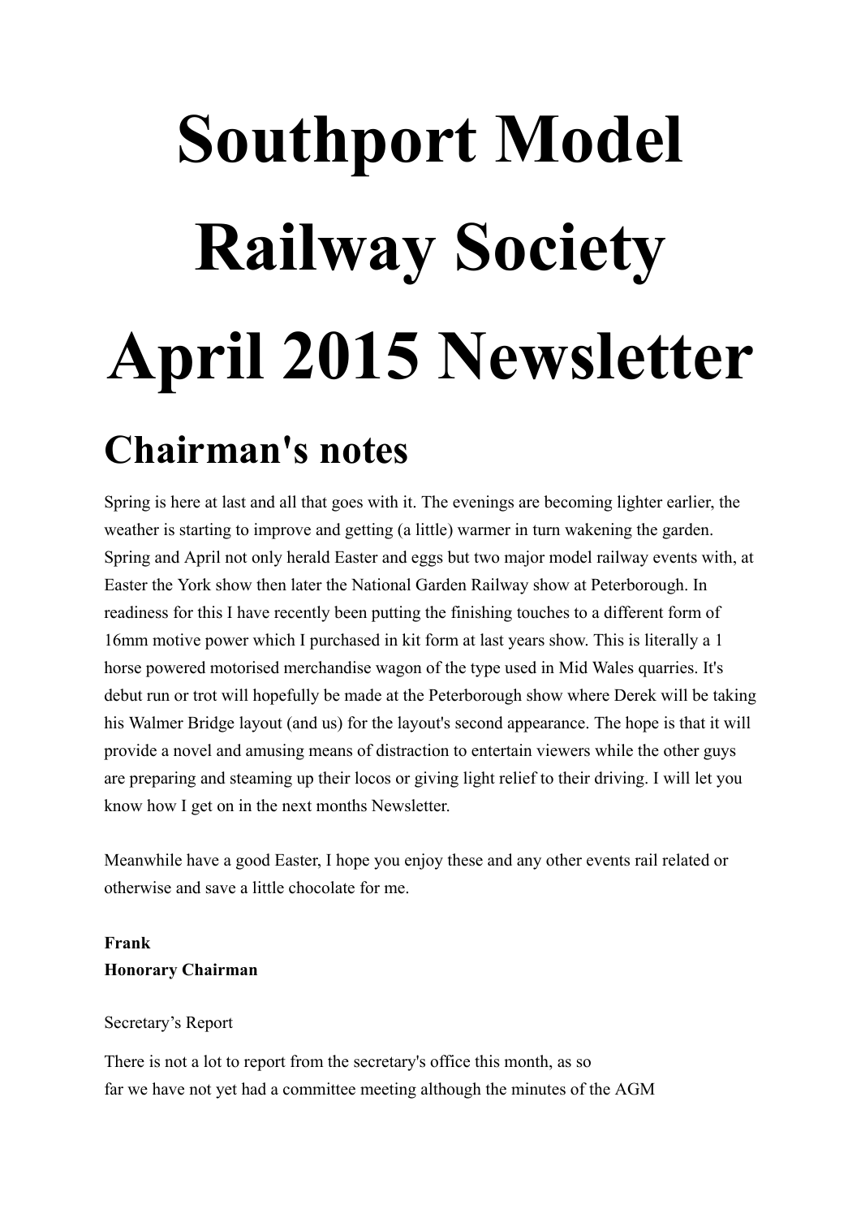# Southport Model Railway Society April 2015 Newsletter

## Chairman's notes

Spring is here at last and all that goes with it. The evenings are becoming lighter earlier, the weather is starting to improve and getting (a little) warmer in turn wakening the garden. Spring and April not only herald Easter and eggs but two major model railway events with, at Easter the York show then later the National Garden Railway show at Peterborough. In readiness for this I have recently been putting the finishing touches to a different form of 16mm motive power which I purchased in kit form at last years show. This is literally a 1 horse powered motorised merchandise wagon of the type used in Mid Wales quarries. It's debut run or trot will hopefully be made at the Peterborough show where Derek will be taking his Walmer Bridge layout (and us) for the layout's second appearance. The hope is that it will provide a novel and amusing means of distraction to entertain viewers while the other guys are preparing and steaming up their locos or giving light relief to their driving. I will let you know how I get on in the next months Newsletter.

Meanwhile have a good Easter, I hope you enjoy these and any other events rail related or otherwise and save a little chocolate for me.

**Frank**
**Honorary Chairman**

Secretary's Report

There is not a lot to report from the secretary's office this month, as so far we have not yet had a committee meeting although the minutes of the AGM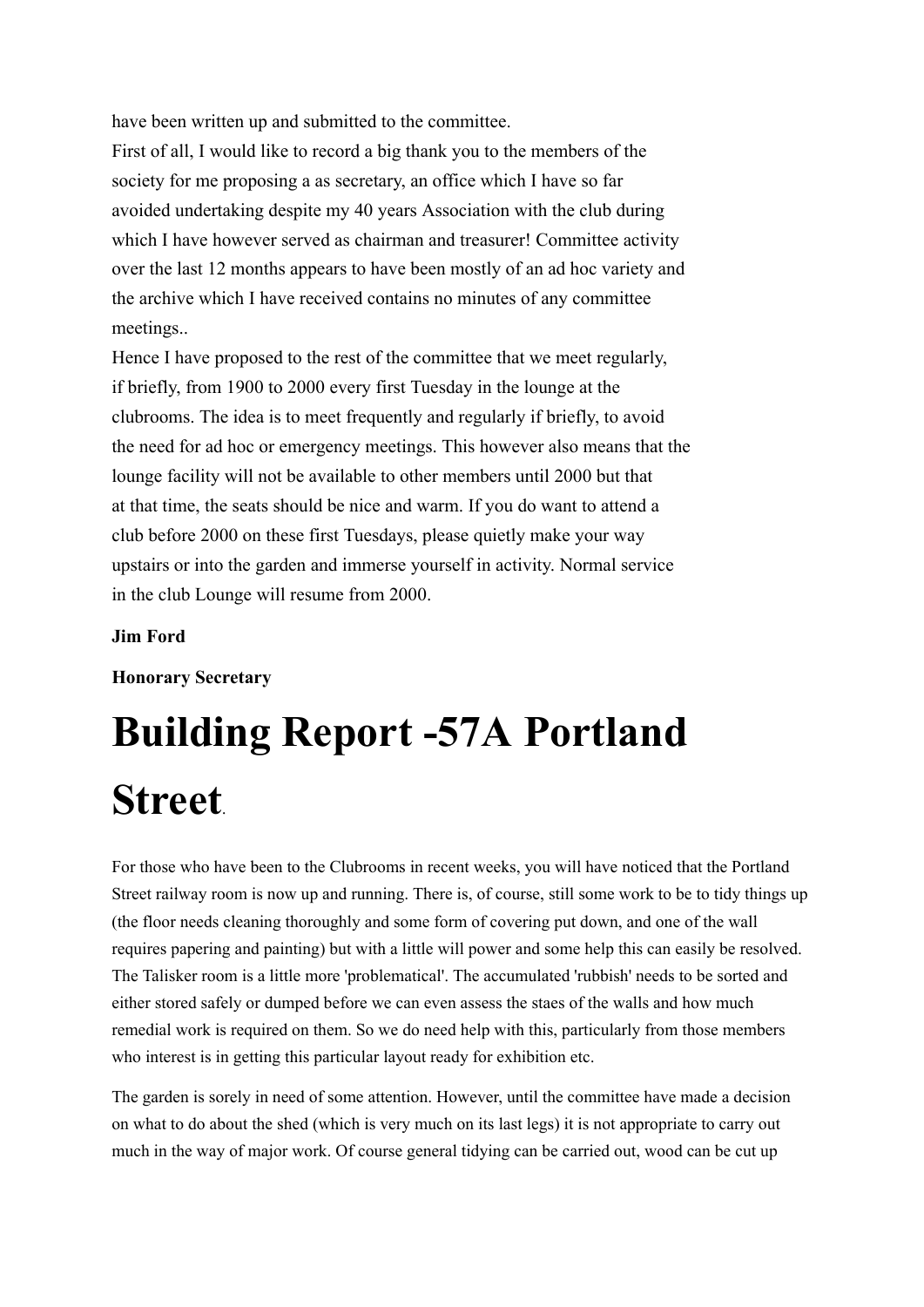have been written up and submitted to the committee.
First of all, I would like to record a big thank you to the members of the society for me proposing a as secretary, an office which I have so far avoided undertaking despite my 40 years Association with the club during which I have however served as chairman and treasurer! Committee activity over the last 12 months appears to have been mostly of an ad hoc variety and the archive which I have received contains no minutes of any committee meetings..
Hence I have proposed to the rest of the committee that we meet regularly, if briefly, from 1900 to 2000 every first Tuesday in the lounge at the clubrooms. The idea is to meet frequently and regularly if briefly, to avoid the need for ad hoc or emergency meetings. This however also means that the lounge facility will not be available to other members until 2000 but that at that time, the seats should be nice and warm. If you do want to attend a club before 2000 on these first Tuesdays, please quietly make your way upstairs or into the garden and immerse yourself in activity. Normal service in the club Lounge will resume from 2000.

**Jim Ford**

**Honorary Secretary**

# Building Report -57A Portland Street.

For those who have been to the Clubrooms in recent weeks, you will have noticed that the Portland Street railway room is now up and running. There is, of course, still some work to be to tidy things up (the floor needs cleaning thoroughly and some form of covering put down, and one of the wall requires papering and painting) but with a little will power and some help this can easily be resolved. The Talisker room is a little more 'problematical'. The accumulated 'rubbish' needs to be sorted and either stored safely or dumped before we can even assess the staes of the walls and how much remedial work is required on them. So we do need help with this, particularly from those members who interest is in getting this particular layout ready for exhibition etc.

The garden is sorely in need of some attention. However, until the committee have made a decision on what to do about the shed (which is very much on its last legs) it is not appropriate to carry out much in the way of major work. Of course general tidying can be carried out, wood can be cut up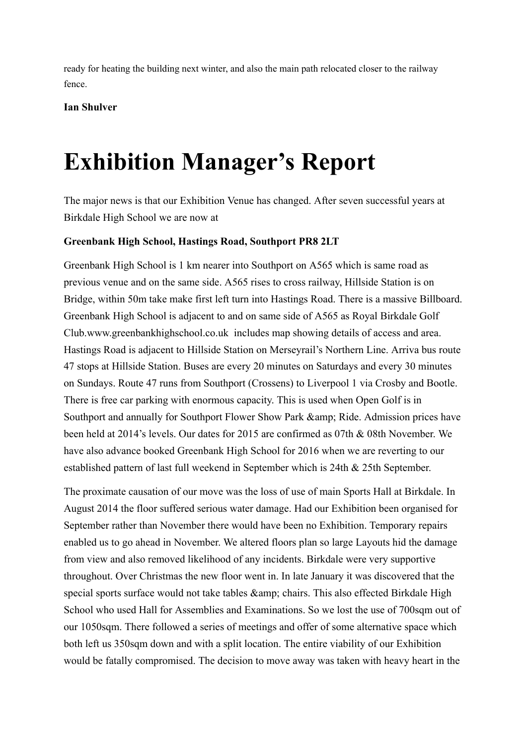ready for heating the building next winter, and also the main path relocated closer to the railway fence.

**Ian Shulver**

# Exhibition Manager's Report

The major news is that our Exhibition Venue has changed. After seven successful years at Birkdale High School we are now at

**Greenbank High School, Hastings Road, Southport PR8 2LT**

Greenbank High School is 1 km nearer into Southport on A565 which is same road as previous venue and on the same side. A565 rises to cross railway, Hillside Station is on Bridge, within 50m take make first left turn into Hastings Road. There is a massive Billboard. Greenbank High School is adjacent to and on same side of A565 as Royal Birkdale Golf Club.www.greenbankhighschool.co.uk includes map showing details of access and area. Hastings Road is adjacent to Hillside Station on Merseyrail's Northern Line. Arriva bus route 47 stops at Hillside Station. Buses are every 20 minutes on Saturdays and every 30 minutes on Sundays. Route 47 runs from Southport (Crossens) to Liverpool 1 via Crosby and Bootle. There is free car parking with enormous capacity. This is used when Open Golf is in Southport and annually for Southport Flower Show Park &amp; Ride. Admission prices have been held at 2014's levels. Our dates for 2015 are confirmed as 07th & 08th November. We have also advance booked Greenbank High School for 2016 when we are reverting to our established pattern of last full weekend in September which is 24th & 25th September.

The proximate causation of our move was the loss of use of main Sports Hall at Birkdale. In August 2014 the floor suffered serious water damage. Had our Exhibition been organised for September rather than November there would have been no Exhibition. Temporary repairs enabled us to go ahead in November. We altered floors plan so large Layouts hid the damage from view and also removed likelihood of any incidents. Birkdale were very supportive throughout. Over Christmas the new floor went in. In late January it was discovered that the special sports surface would not take tables &amp; chairs. This also effected Birkdale High School who used Hall for Assemblies and Examinations. So we lost the use of 700sqm out of our 1050sqm. There followed a series of meetings and offer of some alternative space which both left us 350sqm down and with a split location. The entire viability of our Exhibition would be fatally compromised. The decision to move away was taken with heavy heart in the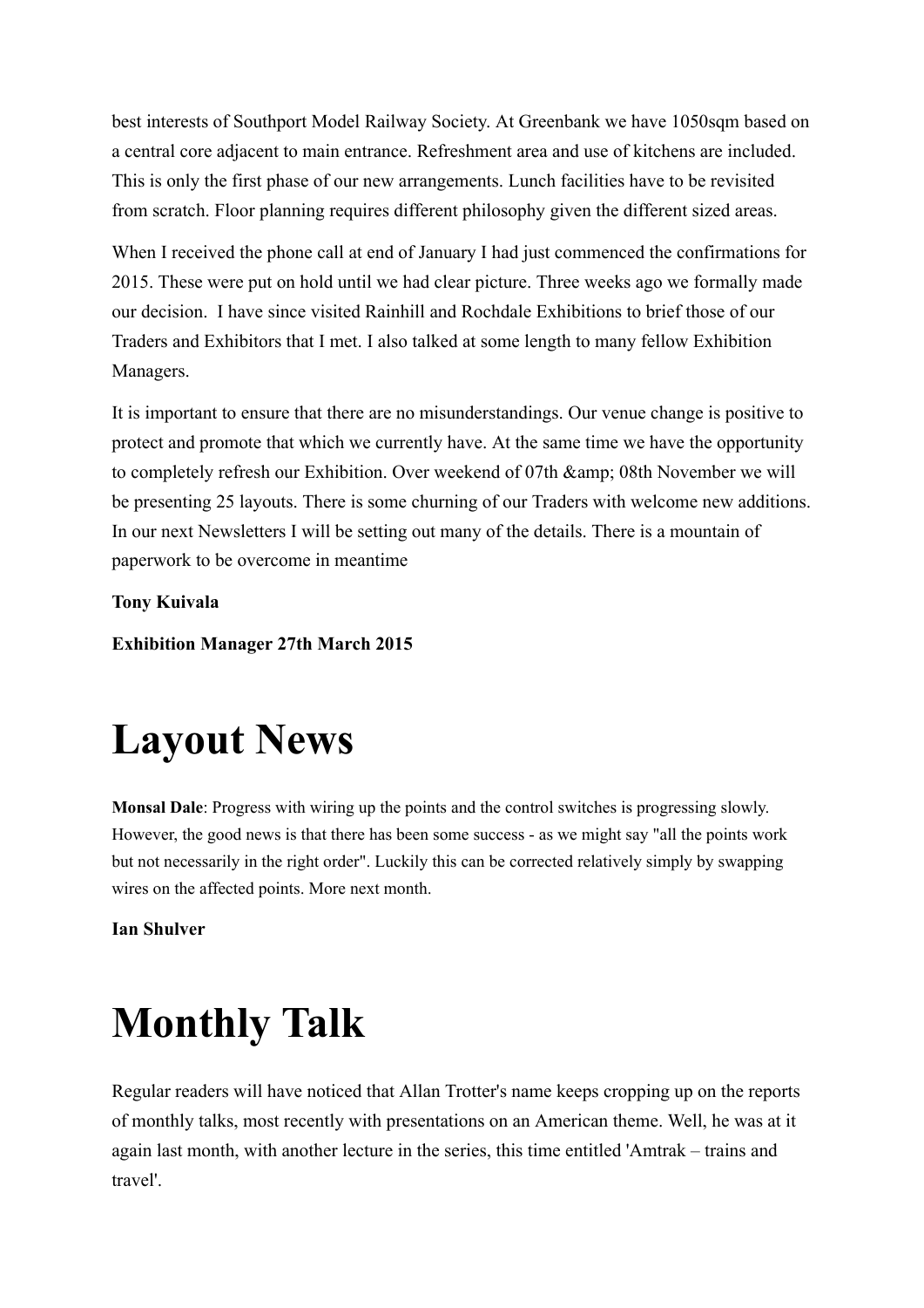best interests of Southport Model Railway Society. At Greenbank we have 1050sqm based on a central core adjacent to main entrance. Refreshment area and use of kitchens are included. This is only the first phase of our new arrangements. Lunch facilities have to be revisited from scratch. Floor planning requires different philosophy given the different sized areas.

When I received the phone call at end of January I had just commenced the confirmations for 2015. These were put on hold until we had clear picture. Three weeks ago we formally made our decision. I have since visited Rainhill and Rochdale Exhibitions to brief those of our Traders and Exhibitors that I met. I also talked at some length to many fellow Exhibition Managers.

It is important to ensure that there are no misunderstandings. Our venue change is positive to protect and promote that which we currently have. At the same time we have the opportunity to completely refresh our Exhibition. Over weekend of 07th &amp; 08th November we will be presenting 25 layouts. There is some churning of our Traders with welcome new additions. In our next Newsletters I will be setting out many of the details. There is a mountain of paperwork to be overcome in meantime

**Tony Kuivala**

**Exhibition Manager 27th March 2015**

# Layout News

**Monsal Dale**: Progress with wiring up the points and the control switches is progressing slowly. However, the good news is that there has been some success - as we might say "all the points work but not necessarily in the right order". Luckily this can be corrected relatively simply by swapping wires on the affected points. More next month.

**Ian Shulver**

# Monthly Talk

Regular readers will have noticed that Allan Trotter's name keeps cropping up on the reports of monthly talks, most recently with presentations on an American theme. Well, he was at it again last month, with another lecture in the series, this time entitled 'Amtrak – trains and travel'.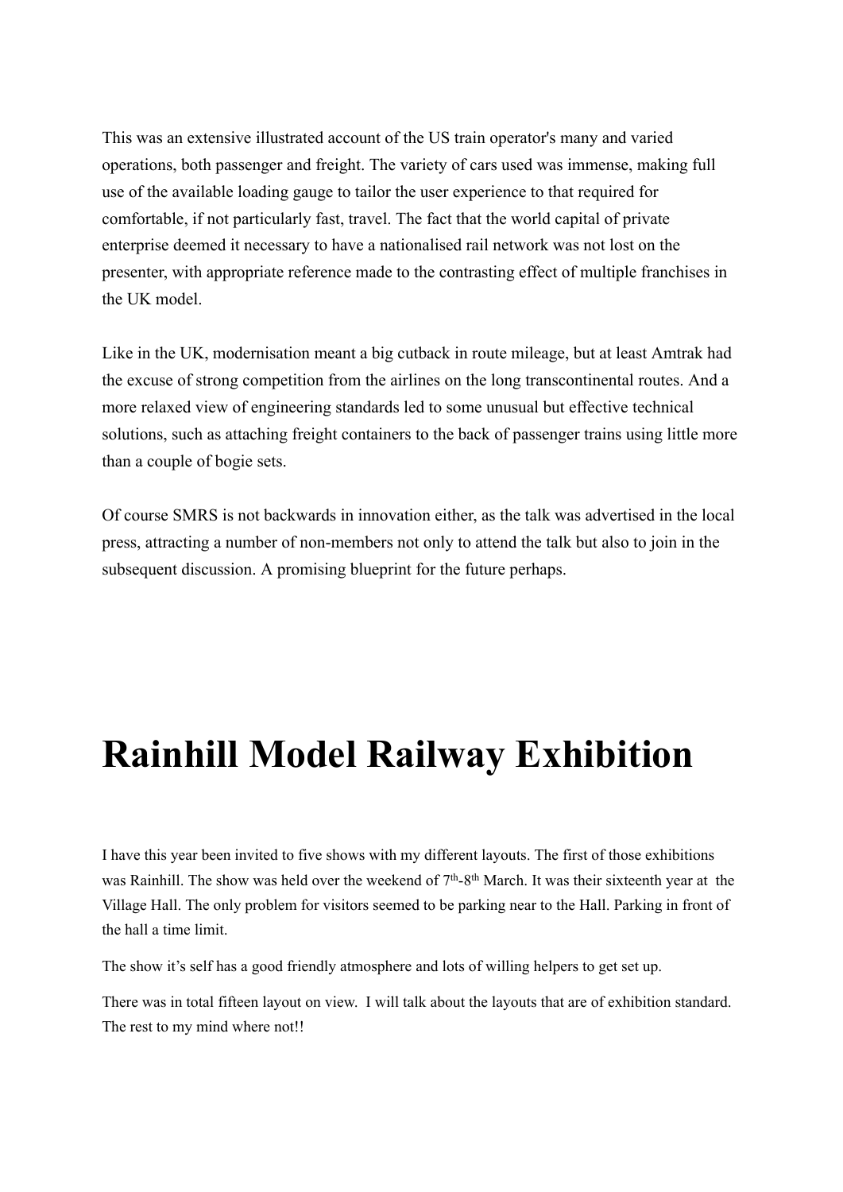This was an extensive illustrated account of the US train operator's many and varied operations, both passenger and freight. The variety of cars used was immense, making full use of the available loading gauge to tailor the user experience to that required for comfortable, if not particularly fast, travel. The fact that the world capital of private enterprise deemed it necessary to have a nationalised rail network was not lost on the presenter, with appropriate reference made to the contrasting effect of multiple franchises in the UK model.

Like in the UK, modernisation meant a big cutback in route mileage, but at least Amtrak had the excuse of strong competition from the airlines on the long transcontinental routes. And a more relaxed view of engineering standards led to some unusual but effective technical solutions, such as attaching freight containers to the back of passenger trains using little more than a couple of bogie sets.

Of course SMRS is not backwards in innovation either, as the talk was advertised in the local press, attracting a number of non-members not only to attend the talk but also to join in the subsequent discussion. A promising blueprint for the future perhaps.

# Rainhill Model Railway Exhibition

I have this year been invited to five shows with my different layouts. The first of those exhibitions was Rainhill. The show was held over the weekend of 7th-8th March. It was their sixteenth year at the Village Hall. The only problem for visitors seemed to be parking near to the Hall. Parking in front of the hall a time limit.

The show it's self has a good friendly atmosphere and lots of willing helpers to get set up.

There was in total fifteen layout on view. I will talk about the layouts that are of exhibition standard. The rest to my mind where not!!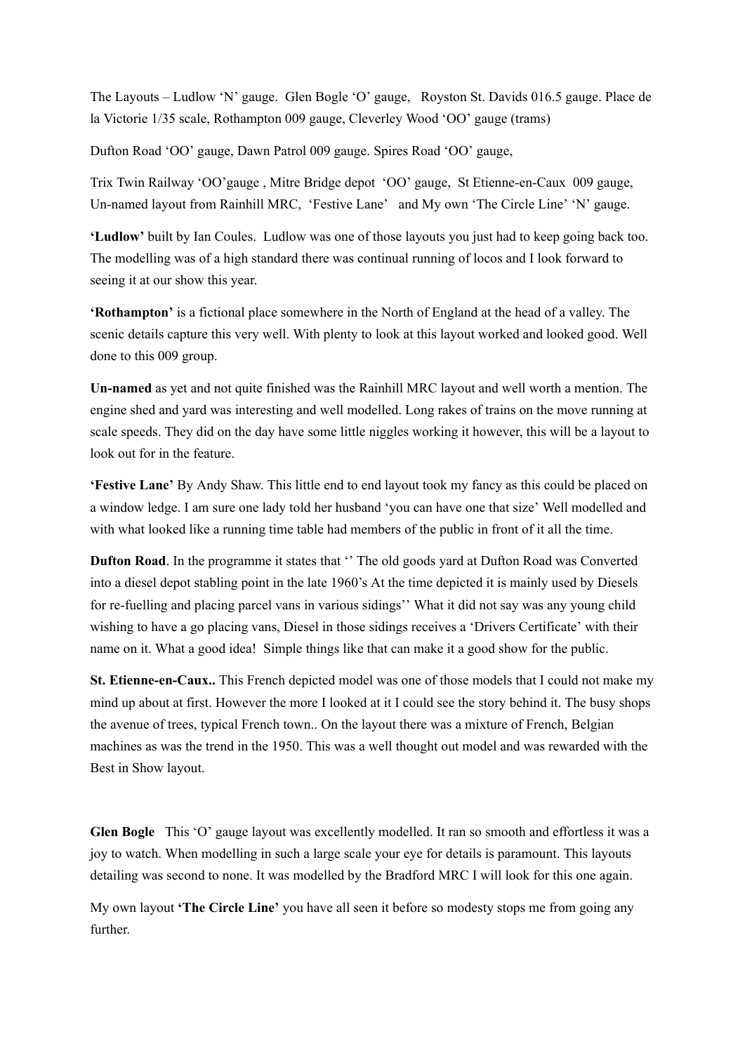The Layouts – Ludlow 'N' gauge. Glen Bogle 'O' gauge, Royston St. Davids 016.5 gauge. Place de la Victorie 1/35 scale, Rothampton 009 gauge, Cleverley Wood 'OO' gauge (trams)

Dufton Road 'OO' gauge, Dawn Patrol 009 gauge. Spires Road 'OO' gauge,

Trix Twin Railway 'OO'gauge , Mitre Bridge depot 'OO' gauge, St Etienne-en-Caux 009 gauge, Un-named layout from Rainhill MRC, 'Festive Lane' and My own 'The Circle Line' 'N' gauge.

**'Ludlow'** built by Ian Coules. Ludlow was one of those layouts you just had to keep going back too. The modelling was of a high standard there was continual running of locos and I look forward to seeing it at our show this year.

**'Rothampton'** is a fictional place somewhere in the North of England at the head of a valley. The scenic details capture this very well. With plenty to look at this layout worked and looked good. Well done to this 009 group.

**Un-named** as yet and not quite finished was the Rainhill MRC layout and well worth a mention. The engine shed and yard was interesting and well modelled. Long rakes of trains on the move running at scale speeds. They did on the day have some little niggles working it however, this will be a layout to look out for in the feature.

**'Festive Lane'** By Andy Shaw. This little end to end layout took my fancy as this could be placed on a window ledge. I am sure one lady told her husband 'you can have one that size' Well modelled and with what looked like a running time table had members of the public in front of it all the time.

**Dufton Road**. In the programme it states that '' The old goods yard at Dufton Road was Converted into a diesel depot stabling point in the late 1960's At the time depicted it is mainly used by Diesels for re-fuelling and placing parcel vans in various sidings'' What it did not say was any young child wishing to have a go placing vans, Diesel in those sidings receives a 'Drivers Certificate' with their name on it. What a good idea! Simple things like that can make it a good show for the public.

**St. Etienne-en-Caux..** This French depicted model was one of those models that I could not make my mind up about at first. However the more I looked at it I could see the story behind it. The busy shops the avenue of trees, typical French town.. On the layout there was a mixture of French, Belgian machines as was the trend in the 1950. This was a well thought out model and was rewarded with the Best in Show layout.

**Glen Bogle** This 'O' gauge layout was excellently modelled. It ran so smooth and effortless it was a joy to watch. When modelling in such a large scale your eye for details is paramount. This layouts detailing was second to none. It was modelled by the Bradford MRC I will look for this one again.

My own layout **'The Circle Line'** you have all seen it before so modesty stops me from going any further.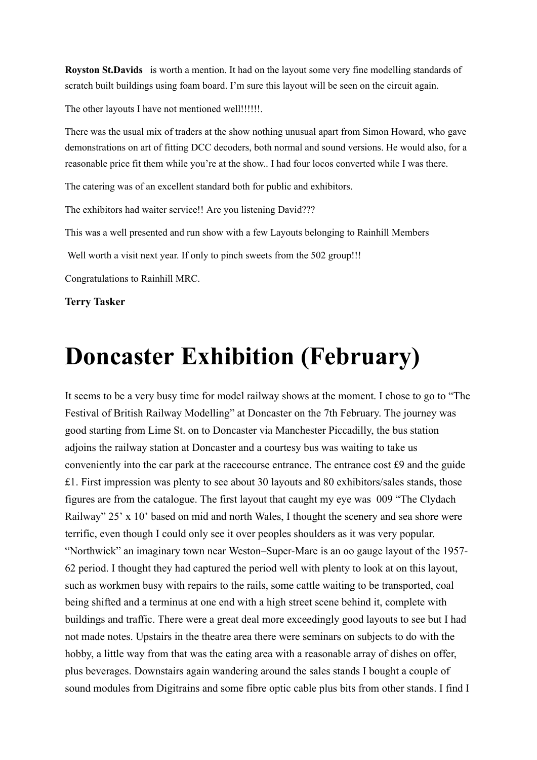**Royston St.Davids** is worth a mention. It had on the layout some very fine modelling standards of scratch built buildings using foam board. I'm sure this layout will be seen on the circuit again.

The other layouts I have not mentioned well!!!!!!.

There was the usual mix of traders at the show nothing unusual apart from Simon Howard, who gave demonstrations on art of fitting DCC decoders, both normal and sound versions. He would also, for a reasonable price fit them while you're at the show.. I had four locos converted while I was there.

The catering was of an excellent standard both for public and exhibitors.

The exhibitors had waiter service!! Are you listening David???

This was a well presented and run show with a few Layouts belonging to Rainhill Members

Well worth a visit next year. If only to pinch sweets from the 502 group!!!

Congratulations to Rainhill MRC.

**Terry Tasker**

# Doncaster Exhibition (February)

It seems to be a very busy time for model railway shows at the moment. I chose to go to "The Festival of British Railway Modelling" at Doncaster on the 7th February. The journey was good starting from Lime St. on to Doncaster via Manchester Piccadilly, the bus station adjoins the railway station at Doncaster and a courtesy bus was waiting to take us conveniently into the car park at the racecourse entrance. The entrance cost £9 and the guide £1. First impression was plenty to see about 30 layouts and 80 exhibitors/sales stands, those figures are from the catalogue. The first layout that caught my eye was 009 "The Clydach Railway" 25' x 10' based on mid and north Wales, I thought the scenery and sea shore were terrific, even though I could only see it over peoples shoulders as it was very popular. "Northwick" an imaginary town near Weston–Super-Mare is an oo gauge layout of the 1957-62 period. I thought they had captured the period well with plenty to look at on this layout, such as workmen busy with repairs to the rails, some cattle waiting to be transported, coal being shifted and a terminus at one end with a high street scene behind it, complete with buildings and traffic. There were a great deal more exceedingly good layouts to see but I had not made notes. Upstairs in the theatre area there were seminars on subjects to do with the hobby, a little way from that was the eating area with a reasonable array of dishes on offer, plus beverages. Downstairs again wandering around the sales stands I bought a couple of sound modules from Digitrains and some fibre optic cable plus bits from other stands. I find I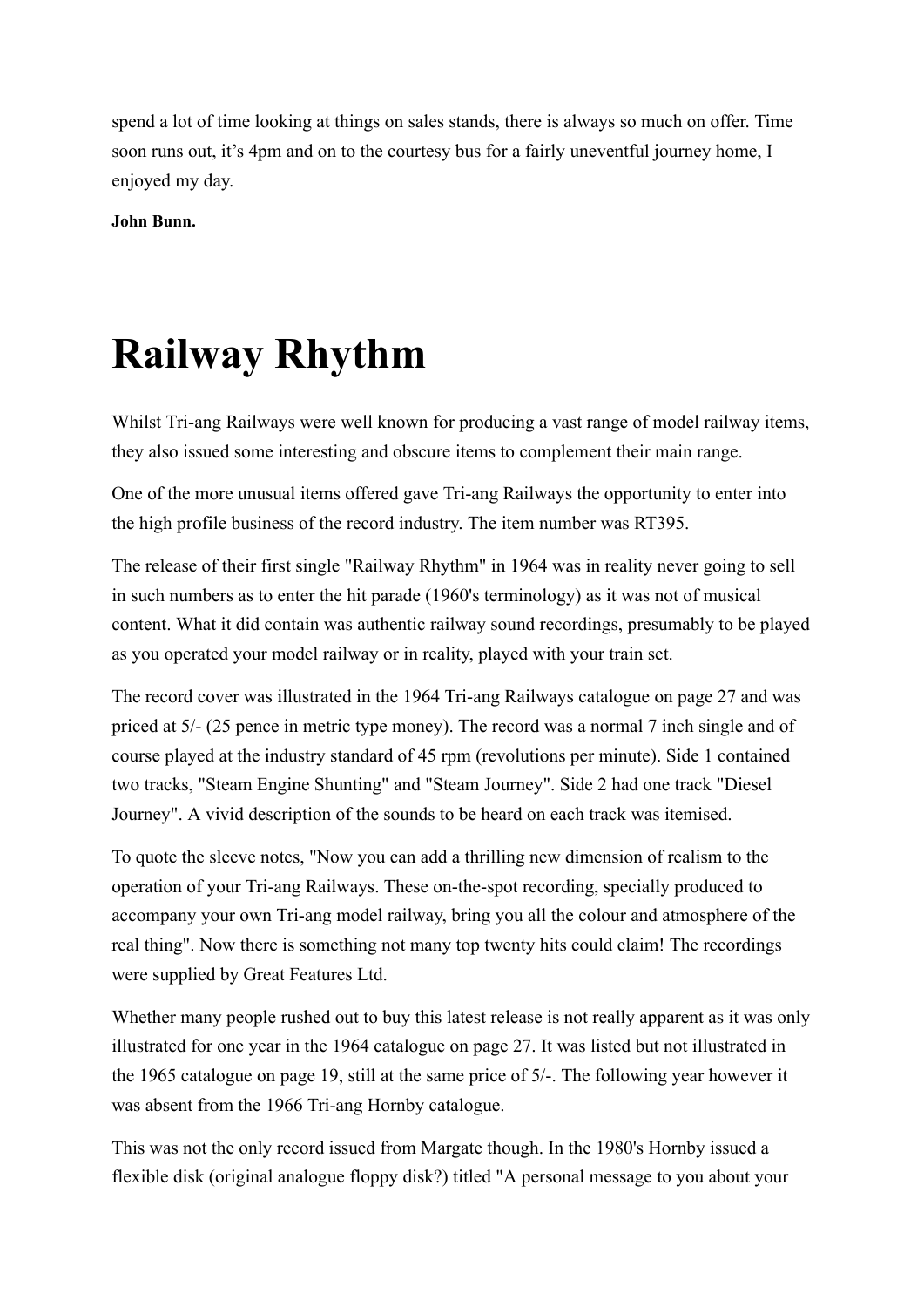spend a lot of time looking at things on sales stands, there is always so much on offer. Time soon runs out, it's 4pm and on to the courtesy bus for a fairly uneventful journey home, I enjoyed my day.

**John Bunn.**

# Railway Rhythm

Whilst Tri-ang Railways were well known for producing a vast range of model railway items, they also issued some interesting and obscure items to complement their main range.

One of the more unusual items offered gave Tri-ang Railways the opportunity to enter into the high profile business of the record industry. The item number was RT395.

The release of their first single "Railway Rhythm" in 1964 was in reality never going to sell in such numbers as to enter the hit parade (1960's terminology) as it was not of musical content. What it did contain was authentic railway sound recordings, presumably to be played as you operated your model railway or in reality, played with your train set.

The record cover was illustrated in the 1964 Tri-ang Railways catalogue on page 27 and was priced at 5/- (25 pence in metric type money). The record was a normal 7 inch single and of course played at the industry standard of 45 rpm (revolutions per minute). Side 1 contained two tracks, "Steam Engine Shunting" and "Steam Journey". Side 2 had one track "Diesel Journey". A vivid description of the sounds to be heard on each track was itemised.

To quote the sleeve notes, "Now you can add a thrilling new dimension of realism to the operation of your Tri-ang Railways. These on-the-spot recording, specially produced to accompany your own Tri-ang model railway, bring you all the colour and atmosphere of the real thing". Now there is something not many top twenty hits could claim! The recordings were supplied by Great Features Ltd.

Whether many people rushed out to buy this latest release is not really apparent as it was only illustrated for one year in the 1964 catalogue on page 27. It was listed but not illustrated in the 1965 catalogue on page 19, still at the same price of 5/-. The following year however it was absent from the 1966 Tri-ang Hornby catalogue.

This was not the only record issued from Margate though. In the 1980's Hornby issued a flexible disk (original analogue floppy disk?) titled "A personal message to you about your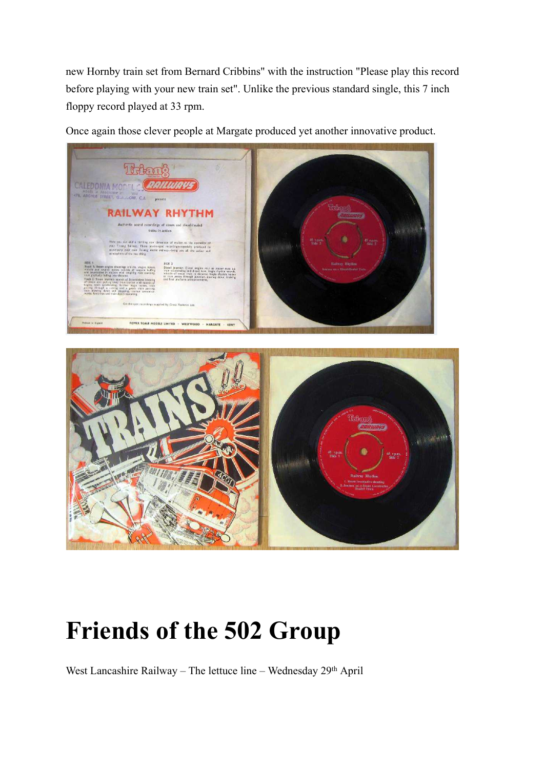new Hornby train set from Bernard Cribbins" with the instruction "Please play this record before playing with your new train set". Unlike the previous standard single, this 7 inch floppy record played at 33 rpm.

Once again those clever people at Margate produced yet another innovative product.

# Friends of the 502 Group

West Lancashire Railway – The lettuce line – Wednesday 29th April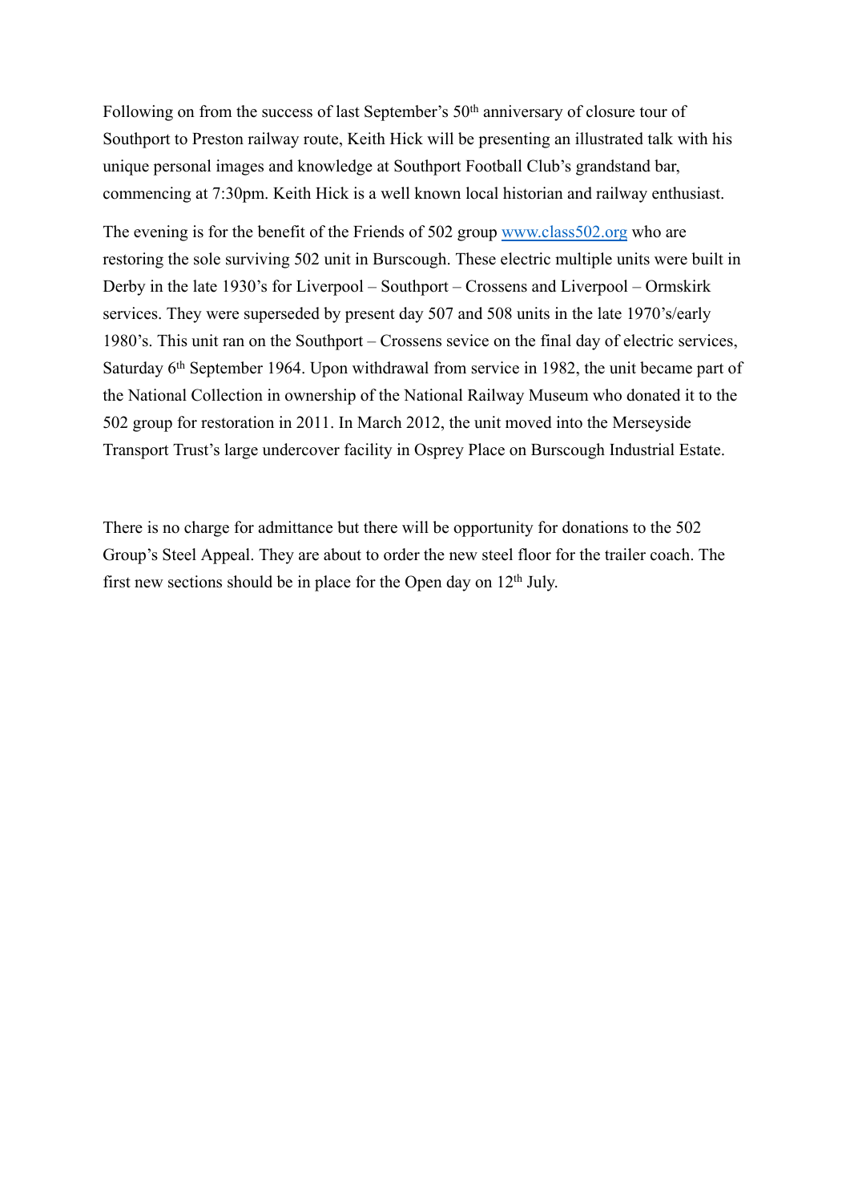Following on from the success of last September's 50th anniversary of closure tour of Southport to Preston railway route, Keith Hick will be presenting an illustrated talk with his unique personal images and knowledge at Southport Football Club's grandstand bar, commencing at 7:30pm. Keith Hick is a well known local historian and railway enthusiast.

The evening is for the benefit of the Friends of 502 group [www.class502.org](http://www.class502.org) who are restoring the sole surviving 502 unit in Burscough. These electric multiple units were built in Derby in the late 1930's for Liverpool – Southport – Crossens and Liverpool – Ormskirk services. They were superseded by present day 507 and 508 units in the late 1970's/early 1980's. This unit ran on the Southport – Crossens sevice on the final day of electric services, Saturday 6th September 1964. Upon withdrawal from service in 1982, the unit became part of the National Collection in ownership of the National Railway Museum who donated it to the 502 group for restoration in 2011. In March 2012, the unit moved into the Merseyside Transport Trust's large undercover facility in Osprey Place on Burscough Industrial Estate.

There is no charge for admittance but there will be opportunity for donations to the 502 Group's Steel Appeal. They are about to order the new steel floor for the trailer coach. The first new sections should be in place for the Open day on 12th July.